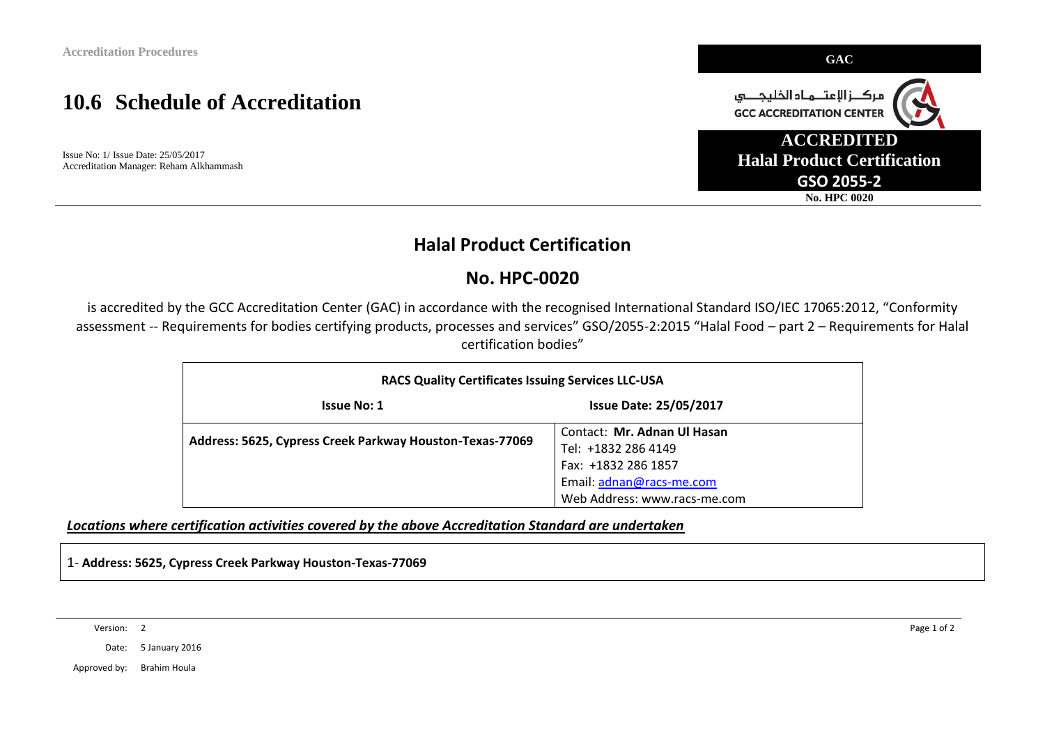# 10.6 Schedule of Accreditation

Issue No: 1/ Issue Date: 25/05/2017
Accreditation Manager: Reham Alkhammash

**GAC**

مركــز الإعتــمـاد الخليجـــي
GCC ACCREDITATION CENTER

**ACCREDITED**
**Halal Product Certification**
**GSO 2055-2**
**No. HPC 0020**

## Halal Product Certification

## No. HPC-0020

is accredited by the GCC Accreditation Center (GAC) in accordance with the recognised International Standard ISO/IEC 17065:2012, "Conformity assessment -- Requirements for bodies certifying products, processes and services" GSO/2055-2:2015 "Halal Food – part 2 – Requirements for Halal certification bodies"

| **RACS Quality Certificates Issuing Services LLC-USA** | |
|---|---|
| **Issue No: 1** | **Issue Date: 25/05/2017** |
| **Address: 5625, Cypress Creek Parkway Houston-Texas-77069** | Contact: **Mr. Adnan Ul Hasan**<br>Tel: +1832 286 4149<br>Fax: +1832 286 1857<br>Email: adnan@racs-me.com<br>Web Address: www.racs-me.com |

***Locations where certification activities covered by the above Accreditation Standard are undertaken***

| 1- **Address: 5625, Cypress Creek Parkway Houston-Texas-77069** |
|---|

Version: 2
Date: 5 January 2016
Approved by: Brahim Houla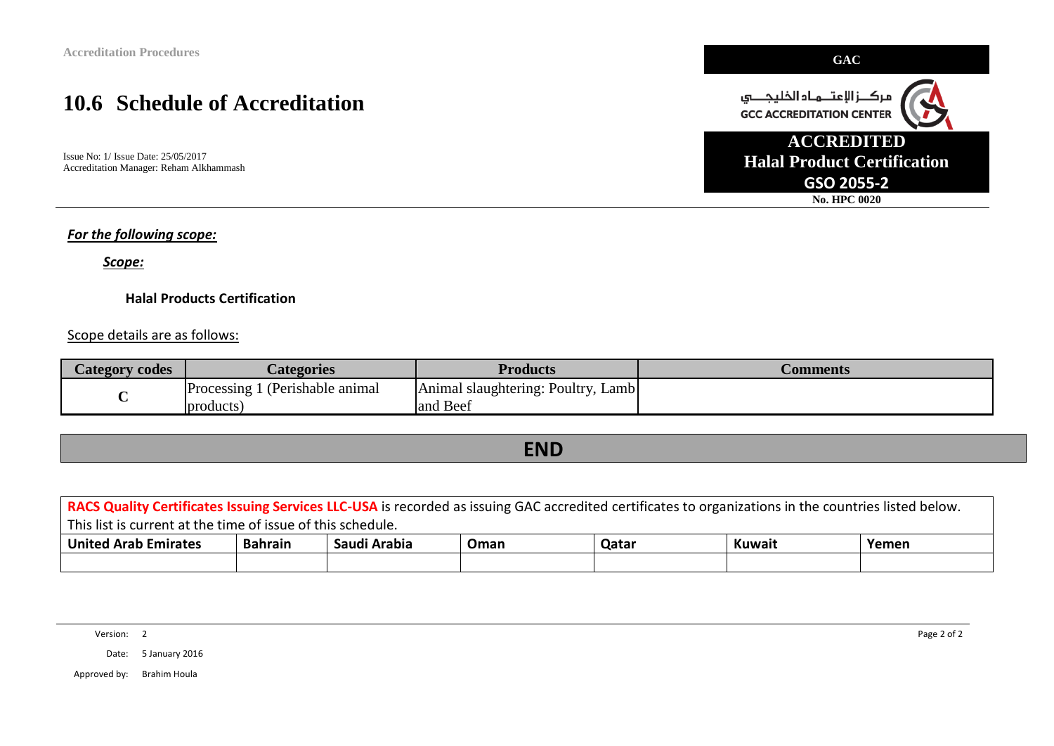# 10.6 Schedule of Accreditation

Issue No: 1/ Issue Date: 25/05/2017
Accreditation Manager: Reham Alkhammash

**GAC**

مركــز الإعتــمــاد الخليجـــي
GCC ACCREDITATION CENTER

**ACCREDITED**
**Halal Product Certification**
**GSO 2055-2**
**No. HPC 0020**

***For the following scope:***

***Scope:***

**Halal Products Certification**

Scope details are as follows:

| Category codes | Categories | Products | Comments |
|---|---|---|---|
| C | Processing 1 (Perishable animal products) | Animal slaughtering: Poultry, Lamb and Beef | |

**END**

| **RACS Quality Certificates Issuing Services LLC-USA** is recorded as issuing GAC accredited certificates to organizations in the countries listed below. This list is current at the time of issue of this schedule. | | | | | | |
|---|---|---|---|---|---|---|
| **United Arab Emirates** | **Bahrain** | **Saudi Arabia** | **Oman** | **Qatar** | **Kuwait** | **Yemen** |
| | | | | | | |

Version: 2
Date: 5 January 2016
Approved by: Brahim Houla